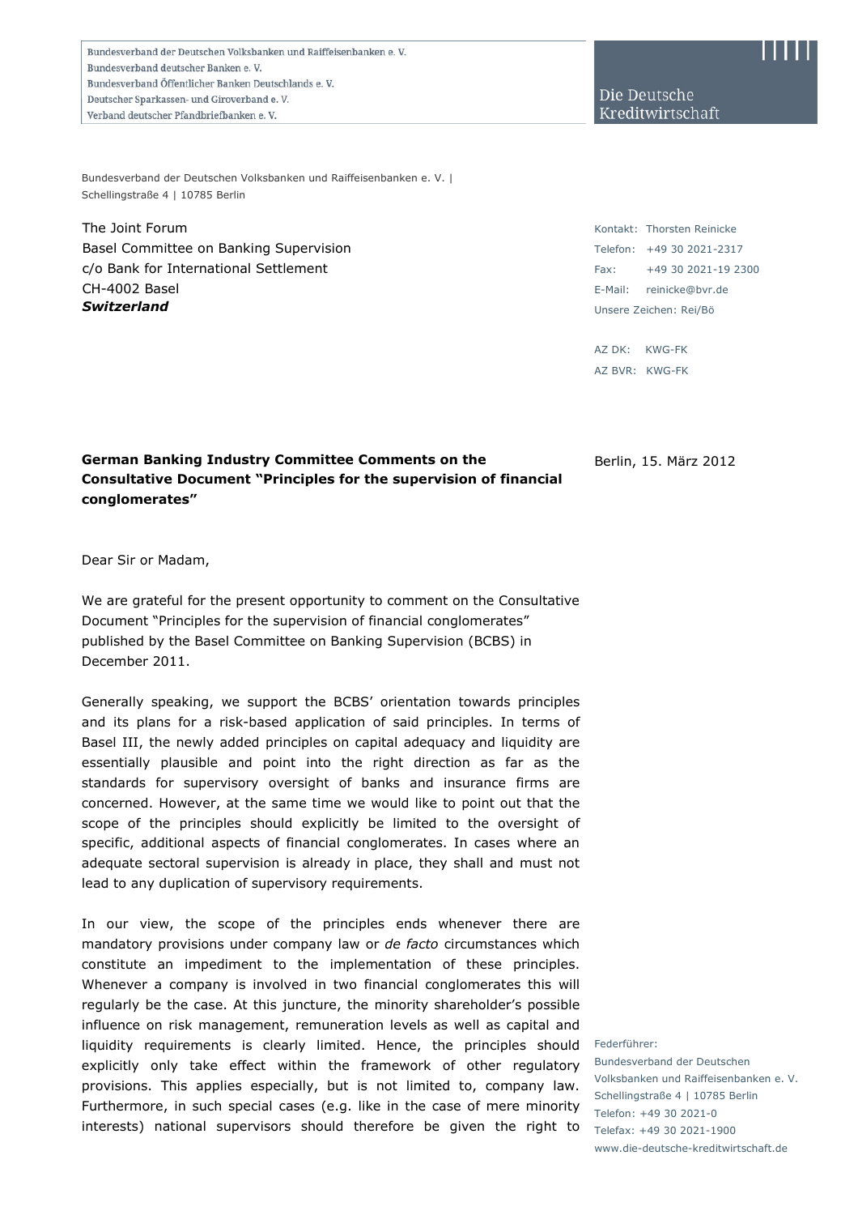Bundesverband der Deutschen Volksbanken und Raiffeisenbanken e. V.
Bundesverband deutscher Banken e. V.
Bundesverband Öffentlicher Banken Deutschlands e. V.
Deutscher Sparkassen- und Giroverband e. V.
Verband deutscher Pfandbriefbanken e. V.

Die Deutsche Kreditwirtschaft

Bundesverband der Deutschen Volksbanken und Raiffeisenbanken e. V. | Schellingstraße 4 | 10785 Berlin

The Joint Forum
Basel Committee on Banking Supervision
c/o Bank for International Settlement
CH-4002 Basel
***Switzerland***

Kontakt: Thorsten Reinicke
Telefon: +49 30 2021-2317
Fax: +49 30 2021-19 2300
E-Mail: reinicke@bvr.de
Unsere Zeichen: Rei/Bö

AZ DK: KWG-FK
AZ BVR: KWG-FK

Berlin, 15. März 2012

**German Banking Industry Committee Comments on the Consultative Document "Principles for the supervision of financial conglomerates"**

Dear Sir or Madam,

We are grateful for the present opportunity to comment on the Consultative Document "Principles for the supervision of financial conglomerates" published by the Basel Committee on Banking Supervision (BCBS) in December 2011.

Generally speaking, we support the BCBS' orientation towards principles and its plans for a risk-based application of said principles. In terms of Basel III, the newly added principles on capital adequacy and liquidity are essentially plausible and point into the right direction as far as the standards for supervisory oversight of banks and insurance firms are concerned. However, at the same time we would like to point out that the scope of the principles should explicitly be limited to the oversight of specific, additional aspects of financial conglomerates. In cases where an adequate sectoral supervision is already in place, they shall and must not lead to any duplication of supervisory requirements.

In our view, the scope of the principles ends whenever there are mandatory provisions under company law or *de facto* circumstances which constitute an impediment to the implementation of these principles. Whenever a company is involved in two financial conglomerates this will regularly be the case. At this juncture, the minority shareholder's possible influence on risk management, remuneration levels as well as capital and liquidity requirements is clearly limited. Hence, the principles should explicitly only take effect within the framework of other regulatory provisions. This applies especially, but is not limited to, company law. Furthermore, in such special cases (e.g. like in the case of mere minority interests) national supervisors should therefore be given the right to

Federführer:
Bundesverband der Deutschen Volksbanken und Raiffeisenbanken e. V.
Schellingstraße 4 | 10785 Berlin
Telefon: +49 30 2021-0
Telefax: +49 30 2021-1900
www.die-deutsche-kreditwirtschaft.de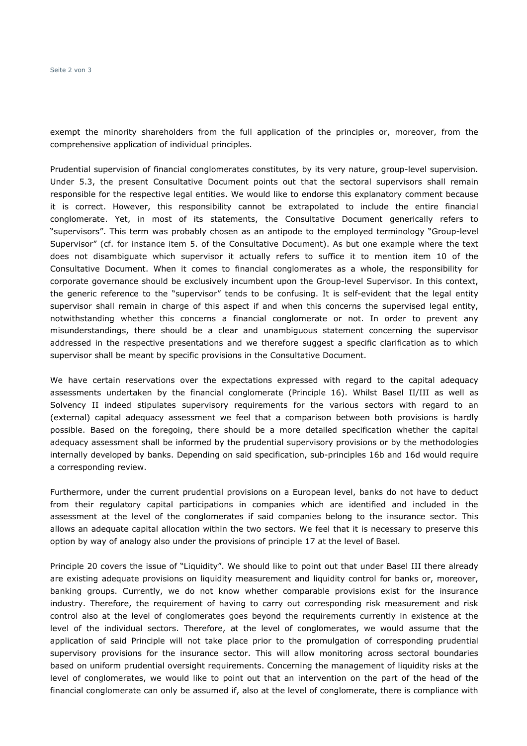exempt the minority shareholders from the full application of the principles or, moreover, from the comprehensive application of individual principles.

Prudential supervision of financial conglomerates constitutes, by its very nature, group-level supervision. Under 5.3, the present Consultative Document points out that the sectoral supervisors shall remain responsible for the respective legal entities. We would like to endorse this explanatory comment because it is correct. However, this responsibility cannot be extrapolated to include the entire financial conglomerate. Yet, in most of its statements, the Consultative Document generically refers to "supervisors". This term was probably chosen as an antipode to the employed terminology "Group-level Supervisor" (cf. for instance item 5. of the Consultative Document). As but one example where the text does not disambiguate which supervisor it actually refers to suffice it to mention item 10 of the Consultative Document. When it comes to financial conglomerates as a whole, the responsibility for corporate governance should be exclusively incumbent upon the Group-level Supervisor. In this context, the generic reference to the "supervisor" tends to be confusing. It is self-evident that the legal entity supervisor shall remain in charge of this aspect if and when this concerns the supervised legal entity, notwithstanding whether this concerns a financial conglomerate or not. In order to prevent any misunderstandings, there should be a clear and unambiguous statement concerning the supervisor addressed in the respective presentations and we therefore suggest a specific clarification as to which supervisor shall be meant by specific provisions in the Consultative Document.

We have certain reservations over the expectations expressed with regard to the capital adequacy assessments undertaken by the financial conglomerate (Principle 16). Whilst Basel II/III as well as Solvency II indeed stipulates supervisory requirements for the various sectors with regard to an (external) capital adequacy assessment we feel that a comparison between both provisions is hardly possible. Based on the foregoing, there should be a more detailed specification whether the capital adequacy assessment shall be informed by the prudential supervisory provisions or by the methodologies internally developed by banks. Depending on said specification, sub-principles 16b and 16d would require a corresponding review.

Furthermore, under the current prudential provisions on a European level, banks do not have to deduct from their regulatory capital participations in companies which are identified and included in the assessment at the level of the conglomerates if said companies belong to the insurance sector. This allows an adequate capital allocation within the two sectors. We feel that it is necessary to preserve this option by way of analogy also under the provisions of principle 17 at the level of Basel.

Principle 20 covers the issue of "Liquidity". We should like to point out that under Basel III there already are existing adequate provisions on liquidity measurement and liquidity control for banks or, moreover, banking groups. Currently, we do not know whether comparable provisions exist for the insurance industry. Therefore, the requirement of having to carry out corresponding risk measurement and risk control also at the level of conglomerates goes beyond the requirements currently in existence at the level of the individual sectors. Therefore, at the level of conglomerates, we would assume that the application of said Principle will not take place prior to the promulgation of corresponding prudential supervisory provisions for the insurance sector. This will allow monitoring across sectoral boundaries based on uniform prudential oversight requirements. Concerning the management of liquidity risks at the level of conglomerates, we would like to point out that an intervention on the part of the head of the financial conglomerate can only be assumed if, also at the level of conglomerate, there is compliance with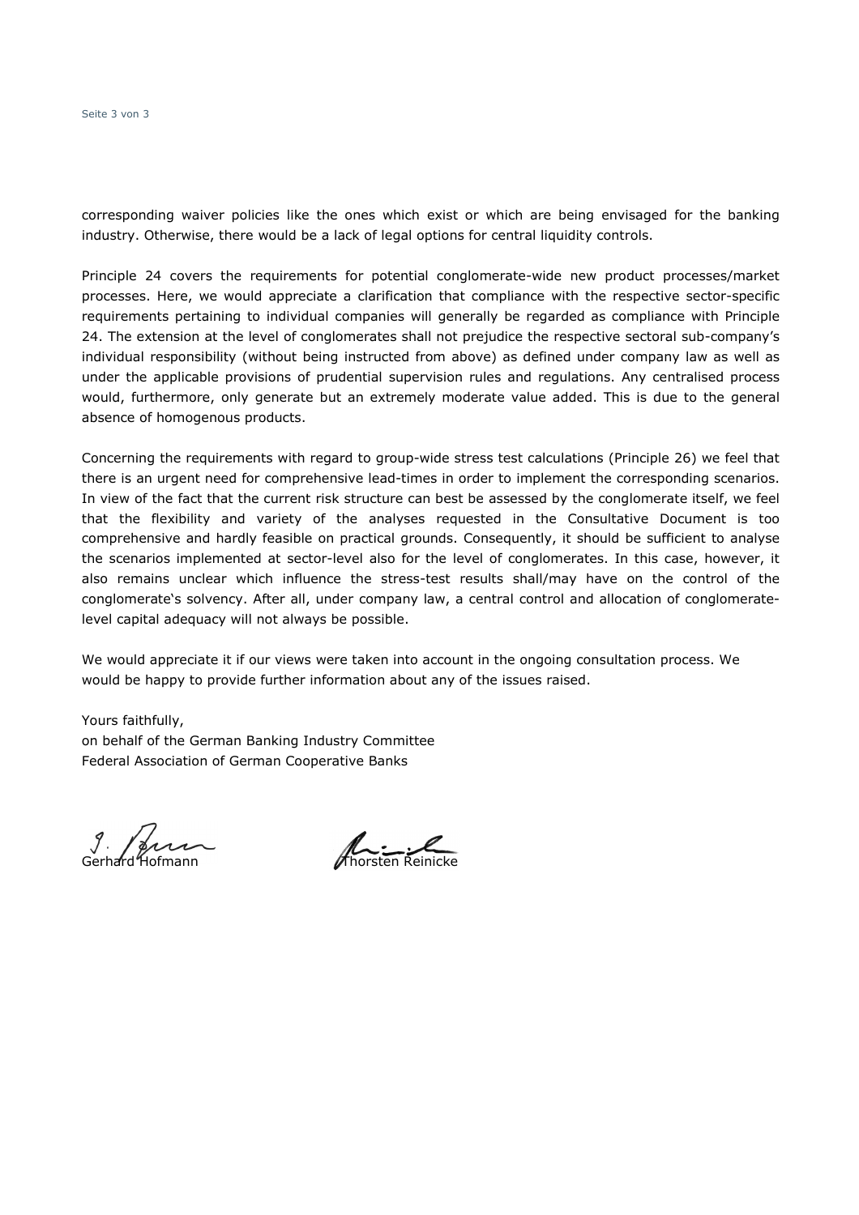corresponding waiver policies like the ones which exist or which are being envisaged for the banking industry. Otherwise, there would be a lack of legal options for central liquidity controls.

Principle 24 covers the requirements for potential conglomerate-wide new product processes/market processes. Here, we would appreciate a clarification that compliance with the respective sector-specific requirements pertaining to individual companies will generally be regarded as compliance with Principle 24. The extension at the level of conglomerates shall not prejudice the respective sectoral sub-company's individual responsibility (without being instructed from above) as defined under company law as well as under the applicable provisions of prudential supervision rules and regulations. Any centralised process would, furthermore, only generate but an extremely moderate value added. This is due to the general absence of homogenous products.

Concerning the requirements with regard to group-wide stress test calculations (Principle 26) we feel that there is an urgent need for comprehensive lead-times in order to implement the corresponding scenarios. In view of the fact that the current risk structure can best be assessed by the conglomerate itself, we feel that the flexibility and variety of the analyses requested in the Consultative Document is too comprehensive and hardly feasible on practical grounds. Consequently, it should be sufficient to analyse the scenarios implemented at sector-level also for the level of conglomerates. In this case, however, it also remains unclear which influence the stress-test results shall/may have on the control of the conglomerate's solvency. After all, under company law, a central control and allocation of conglomerate-level capital adequacy will not always be possible.

We would appreciate it if our views were taken into account in the ongoing consultation process. We would be happy to provide further information about any of the issues raised.

Yours faithfully,
on behalf of the German Banking Industry Committee
Federal Association of German Cooperative Banks

Gerhard Hofmann | Thorsten Reinicke